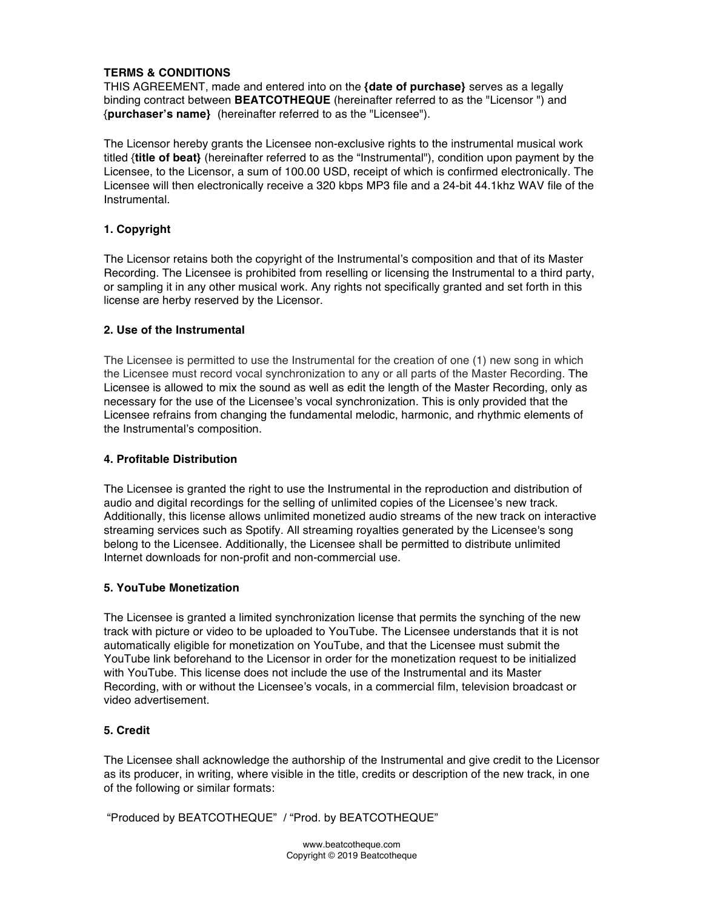**TERMS & CONDITIONS**

THIS AGREEMENT, made and entered into on the **{date of purchase}** serves as a legally binding contract between **BEATCOTHEQUE** (hereinafter referred to as the "Licensor ") and {**purchaser's name}** (hereinafter referred to as the "Licensee").

The Licensor hereby grants the Licensee non-exclusive rights to the instrumental musical work titled {**title of beat}** (hereinafter referred to as the "Instrumental"), condition upon payment by the Licensee, to the Licensor, a sum of 100.00 USD, receipt of which is confirmed electronically. The Licensee will then electronically receive a 320 kbps MP3 file and a 24-bit 44.1khz WAV file of the Instrumental.

**1. Copyright**

The Licensor retains both the copyright of the Instrumental's composition and that of its Master Recording. The Licensee is prohibited from reselling or licensing the Instrumental to a third party, or sampling it in any other musical work. Any rights not specifically granted and set forth in this license are herby reserved by the Licensor.

**2. Use of the Instrumental**

The Licensee is permitted to use the Instrumental for the creation of one (1) new song in which the Licensee must record vocal synchronization to any or all parts of the Master Recording. The Licensee is allowed to mix the sound as well as edit the length of the Master Recording, only as necessary for the use of the Licensee's vocal synchronization. This is only provided that the Licensee refrains from changing the fundamental melodic, harmonic, and rhythmic elements of the Instrumental's composition.

**4. Profitable Distribution**

The Licensee is granted the right to use the Instrumental in the reproduction and distribution of audio and digital recordings for the selling of unlimited copies of the Licensee's new track. Additionally, this license allows unlimited monetized audio streams of the new track on interactive streaming services such as Spotify. All streaming royalties generated by the Licensee's song belong to the Licensee. Additionally, the Licensee shall be permitted to distribute unlimited Internet downloads for non-profit and non-commercial use.

**5. YouTube Monetization**

The Licensee is granted a limited synchronization license that permits the synching of the new track with picture or video to be uploaded to YouTube. The Licensee understands that it is not automatically eligible for monetization on YouTube, and that the Licensee must submit the YouTube link beforehand to the Licensor in order for the monetization request to be initialized with YouTube. This license does not include the use of the Instrumental and its Master Recording, with or without the Licensee's vocals, in a commercial film, television broadcast or video advertisement.

**5. Credit**

The Licensee shall acknowledge the authorship of the Instrumental and give credit to the Licensor as its producer, in writing, where visible in the title, credits or description of the new track, in one of the following or similar formats:

"Produced by BEATCOTHEQUE" / "Prod. by BEATCOTHEQUE"

www.beatcotheque.com
Copyright © 2019 Beatcotheque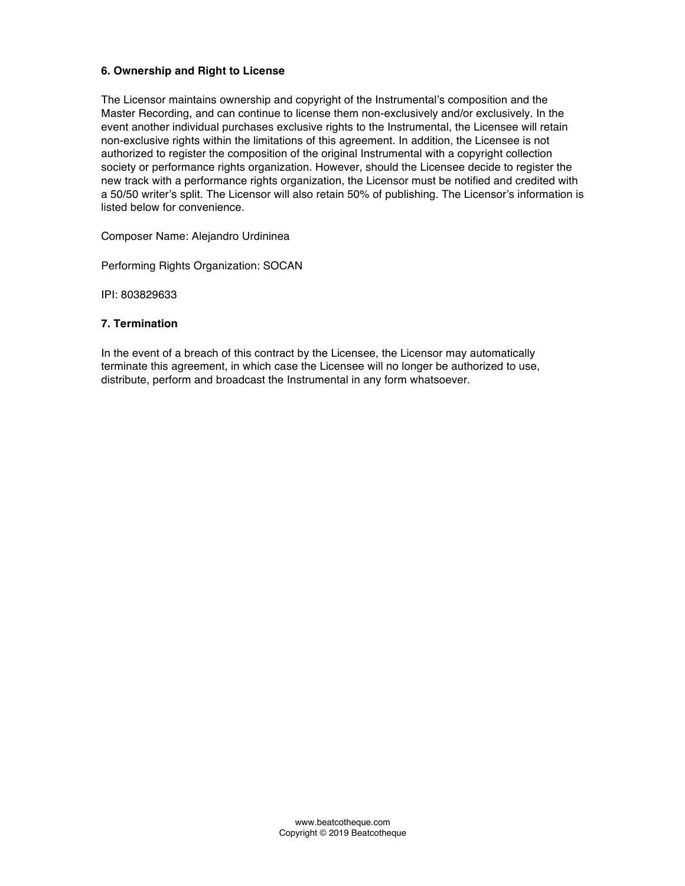### 6. Ownership and Right to License

The Licensor maintains ownership and copyright of the Instrumental's composition and the Master Recording, and can continue to license them non-exclusively and/or exclusively. In the event another individual purchases exclusive rights to the Instrumental, the Licensee will retain non-exclusive rights within the limitations of this agreement. In addition, the Licensee is not authorized to register the composition of the original Instrumental with a copyright collection society or performance rights organization. However, should the Licensee decide to register the new track with a performance rights organization, the Licensor must be notified and credited with a 50/50 writer's split. The Licensor will also retain 50% of publishing. The Licensor's information is listed below for convenience.

Composer Name: Alejandro Urdininea

Performing Rights Organization: SOCAN

IPI: 803829633

### 7. Termination

In the event of a breach of this contract by the Licensee, the Licensor may automatically terminate this agreement, in which case the Licensee will no longer be authorized to use, distribute, perform and broadcast the Instrumental in any form whatsoever.

www.beatcotheque.com
Copyright © 2019 Beatcotheque